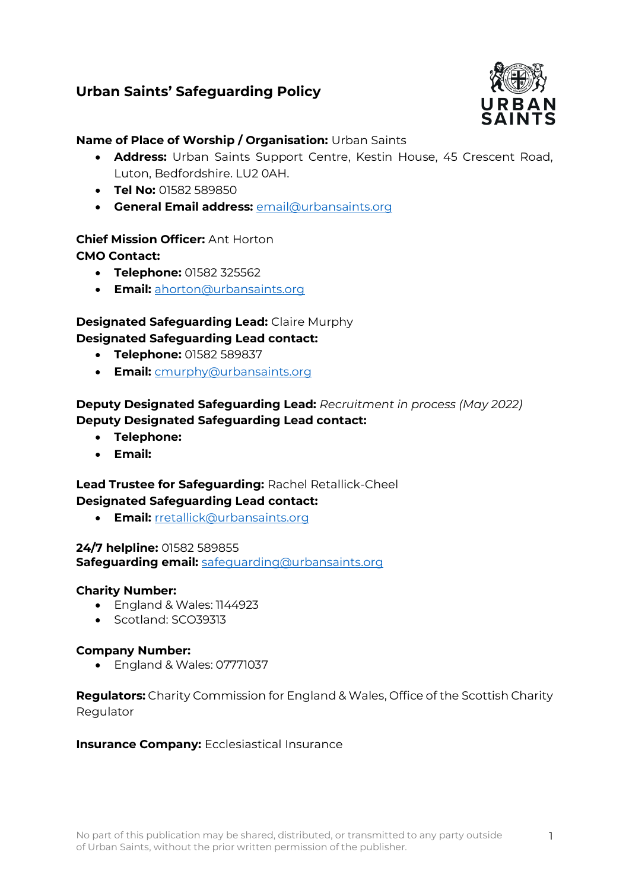# Urban Saints' Safeguarding Policy

**Name of Place of Worship / Organisation:** Urban Saints

- **Address:** Urban Saints Support Centre, Kestin House, 45 Crescent Road, Luton, Bedfordshire. LU2 0AH.
- **Tel No:** 01582 589850
- **General Email address:** email@urbansaints.org

**Chief Mission Officer:** Ant Horton
**CMO Contact:**

- **Telephone:** 01582 325562
- **Email:** ahorton@urbansaints.org

**Designated Safeguarding Lead:** Claire Murphy
**Designated Safeguarding Lead contact:**

- **Telephone:** 01582 589837
- **Email:** cmurphy@urbansaints.org

**Deputy Designated Safeguarding Lead:** *Recruitment in process (May 2022)*
**Deputy Designated Safeguarding Lead contact:**

- **Telephone:**
- **Email:**

**Lead Trustee for Safeguarding:** Rachel Retallick-Cheel
**Designated Safeguarding Lead contact:**

- **Email:** rretallick@urbansaints.org

**24/7 helpline:** 01582 589855
**Safeguarding email:** safeguarding@urbansaints.org

**Charity Number:**

- England & Wales: 1144923
- Scotland: SCO39313

**Company Number:**

- England & Wales: 07771037

**Regulators:** Charity Commission for England & Wales, Office of the Scottish Charity Regulator

**Insurance Company:** Ecclesiastical Insurance

No part of this publication may be shared, distributed, or transmitted to any party outside of Urban Saints, without the prior written permission of the publisher.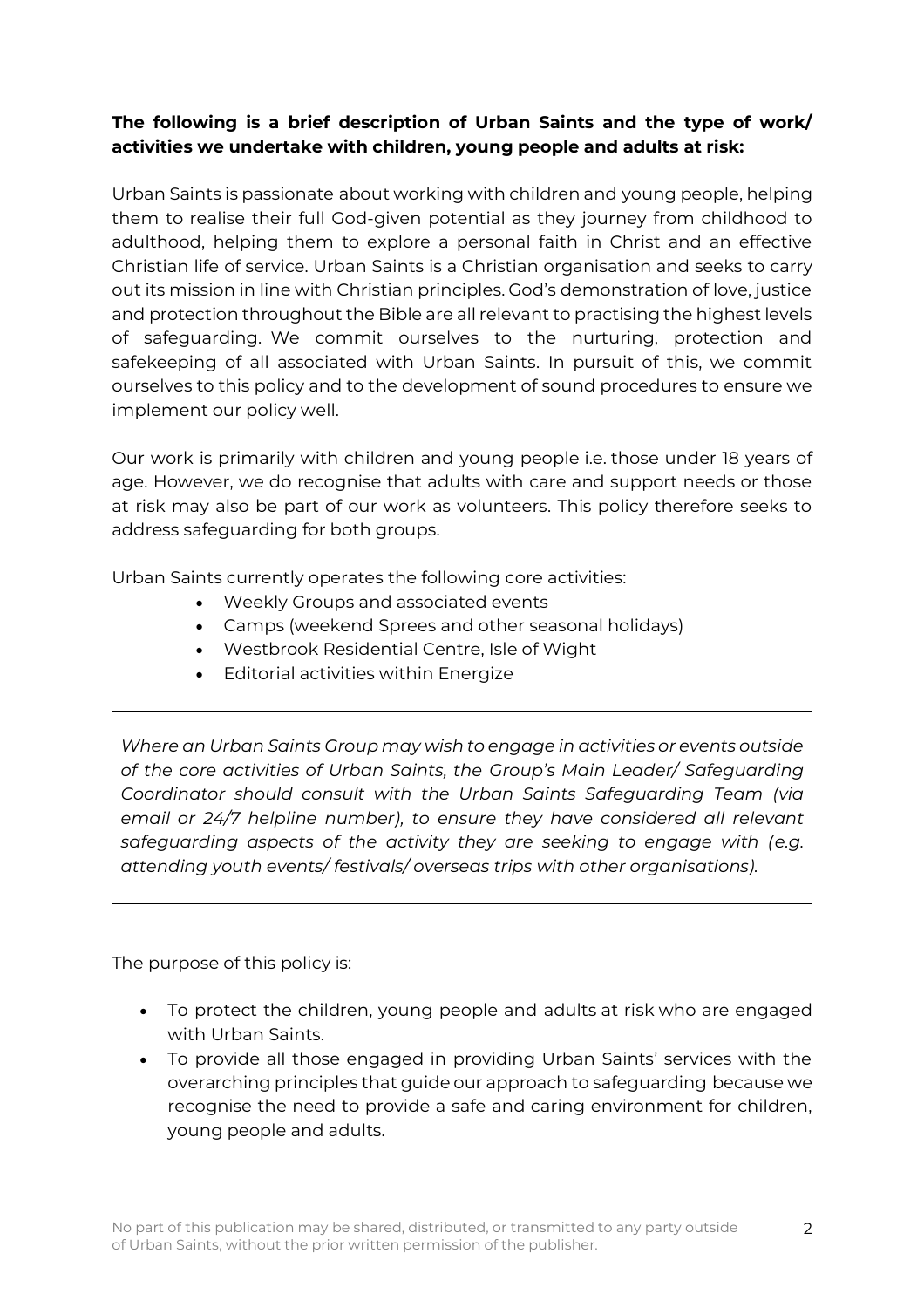**The following is a brief description of Urban Saints and the type of work/ activities we undertake with children, young people and adults at risk:**

Urban Saints is passionate about working with children and young people, helping them to realise their full God-given potential as they journey from childhood to adulthood, helping them to explore a personal faith in Christ and an effective Christian life of service. Urban Saints is a Christian organisation and seeks to carry out its mission in line with Christian principles. God's demonstration of love, justice and protection throughout the Bible are all relevant to practising the highest levels of safeguarding. We commit ourselves to the nurturing, protection and safekeeping of all associated with Urban Saints. In pursuit of this, we commit ourselves to this policy and to the development of sound procedures to ensure we implement our policy well.

Our work is primarily with children and young people i.e. those under 18 years of age. However, we do recognise that adults with care and support needs or those at risk may also be part of our work as volunteers. This policy therefore seeks to address safeguarding for both groups.

Urban Saints currently operates the following core activities:

- Weekly Groups and associated events
- Camps (weekend Sprees and other seasonal holidays)
- Westbrook Residential Centre, Isle of Wight
- Editorial activities within Energize

*Where an Urban Saints Group may wish to engage in activities or events outside of the core activities of Urban Saints, the Group's Main Leader/ Safeguarding Coordinator should consult with the Urban Saints Safeguarding Team (via email or 24/7 helpline number), to ensure they have considered all relevant safeguarding aspects of the activity they are seeking to engage with (e.g. attending youth events/ festivals/ overseas trips with other organisations).*

The purpose of this policy is:

- To protect the children, young people and adults at risk who are engaged with Urban Saints.
- To provide all those engaged in providing Urban Saints' services with the overarching principles that guide our approach to safeguarding because we recognise the need to provide a safe and caring environment for children, young people and adults.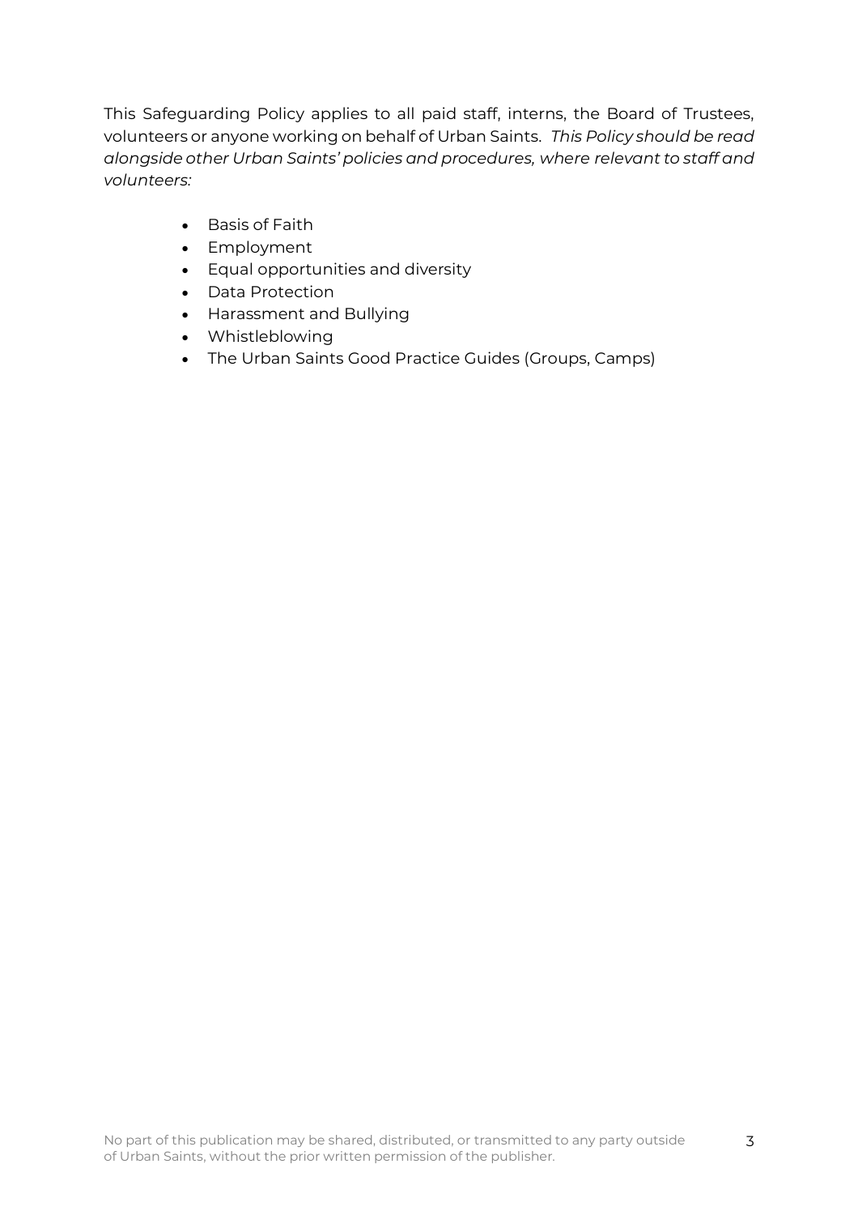This Safeguarding Policy applies to all paid staff, interns, the Board of Trustees, volunteers or anyone working on behalf of Urban Saints. *This Policy should be read alongside other Urban Saints' policies and procedures, where relevant to staff and volunteers:*

- Basis of Faith
- Employment
- Equal opportunities and diversity
- Data Protection
- Harassment and Bullying
- Whistleblowing
- The Urban Saints Good Practice Guides (Groups, Camps)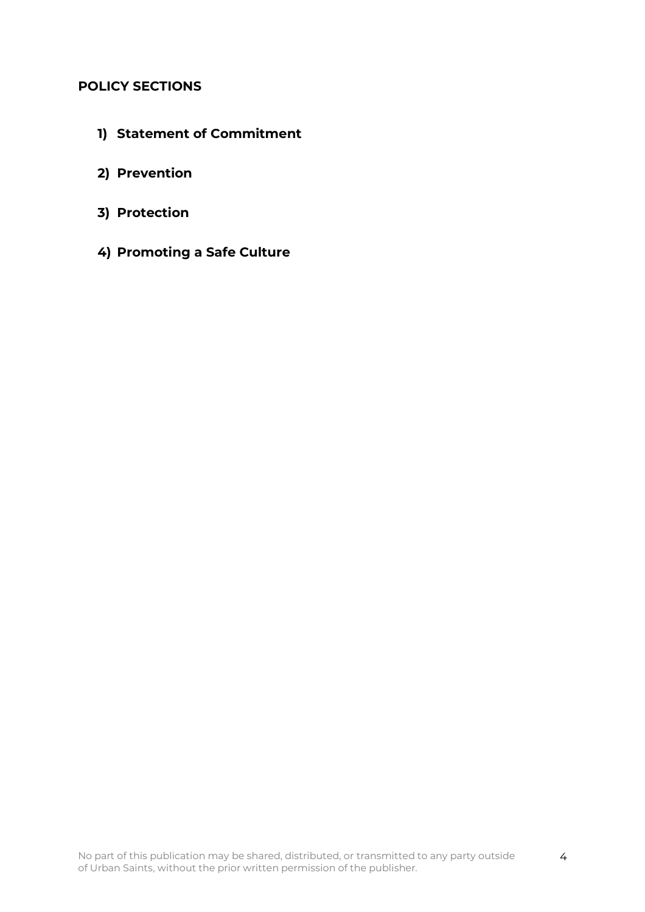## POLICY SECTIONS

1) **Statement of Commitment**

2) **Prevention**

3) **Protection**

4) **Promoting a Safe Culture**

No part of this publication may be shared, distributed, or transmitted to any party outside of Urban Saints, without the prior written permission of the publisher.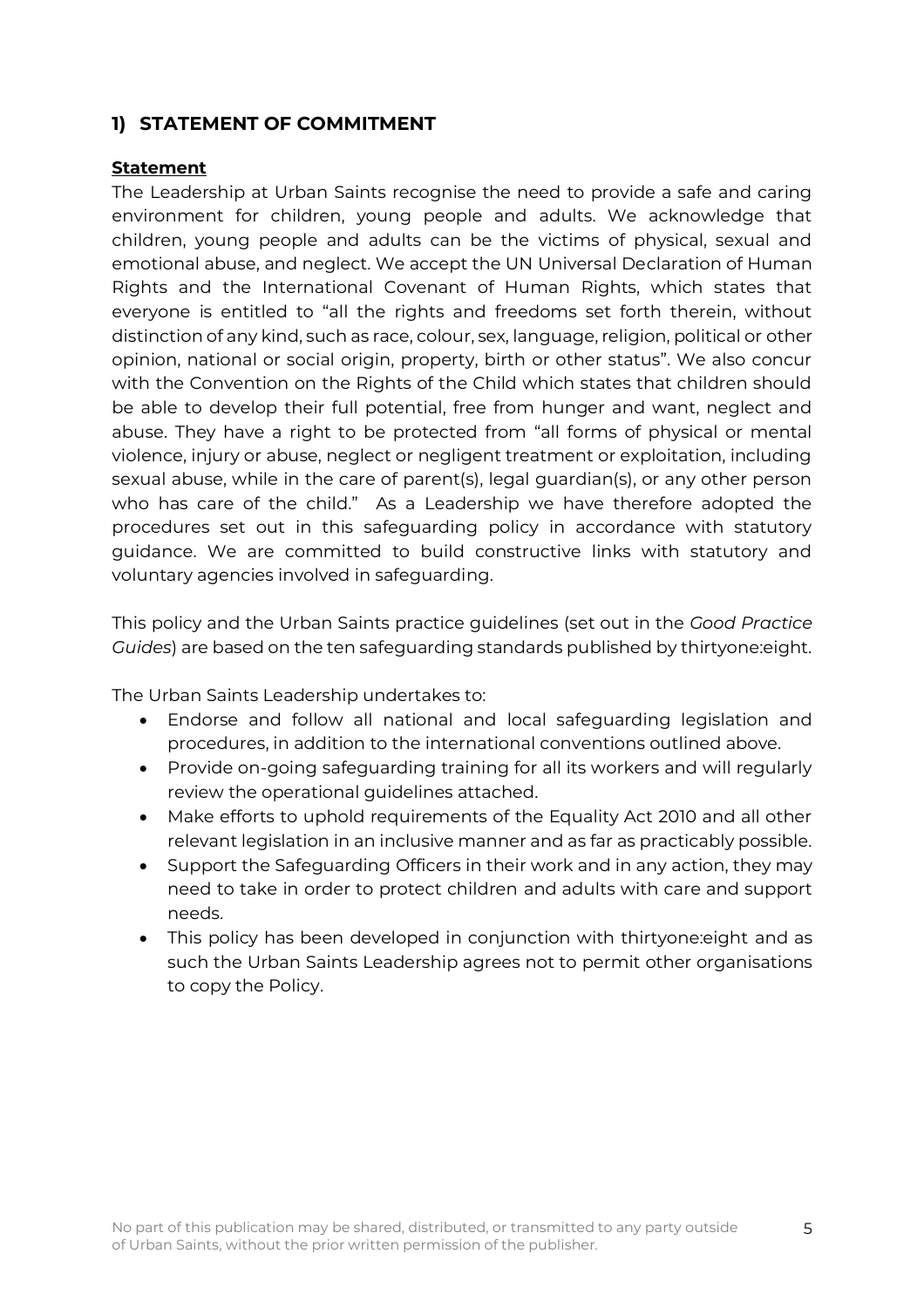## 1) STATEMENT OF COMMITMENT

**Statement**

The Leadership at Urban Saints recognise the need to provide a safe and caring environment for children, young people and adults. We acknowledge that children, young people and adults can be the victims of physical, sexual and emotional abuse, and neglect. We accept the UN Universal Declaration of Human Rights and the International Covenant of Human Rights, which states that everyone is entitled to "all the rights and freedoms set forth therein, without distinction of any kind, such as race, colour, sex, language, religion, political or other opinion, national or social origin, property, birth or other status". We also concur with the Convention on the Rights of the Child which states that children should be able to develop their full potential, free from hunger and want, neglect and abuse. They have a right to be protected from "all forms of physical or mental violence, injury or abuse, neglect or negligent treatment or exploitation, including sexual abuse, while in the care of parent(s), legal guardian(s), or any other person who has care of the child." As a Leadership we have therefore adopted the procedures set out in this safeguarding policy in accordance with statutory guidance. We are committed to build constructive links with statutory and voluntary agencies involved in safeguarding.

This policy and the Urban Saints practice guidelines (set out in the *Good Practice Guides*) are based on the ten safeguarding standards published by thirtyone:eight.

The Urban Saints Leadership undertakes to:

- Endorse and follow all national and local safeguarding legislation and procedures, in addition to the international conventions outlined above.
- Provide on-going safeguarding training for all its workers and will regularly review the operational guidelines attached.
- Make efforts to uphold requirements of the Equality Act 2010 and all other relevant legislation in an inclusive manner and as far as practicably possible.
- Support the Safeguarding Officers in their work and in any action, they may need to take in order to protect children and adults with care and support needs.
- This policy has been developed in conjunction with thirtyone:eight and as such the Urban Saints Leadership agrees not to permit other organisations to copy the Policy.

No part of this publication may be shared, distributed, or transmitted to any party outside of Urban Saints, without the prior written permission of the publisher.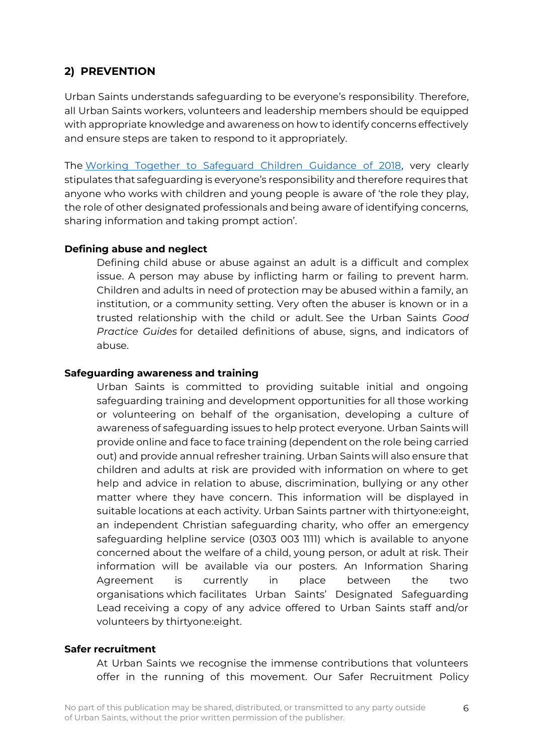## 2) PREVENTION

Urban Saints understands safeguarding to be everyone's responsibility. Therefore, all Urban Saints workers, volunteers and leadership members should be equipped with appropriate knowledge and awareness on how to identify concerns effectively and ensure steps are taken to respond to it appropriately.

The [Working Together to Safeguard Children Guidance of 2018](), very clearly stipulates that safeguarding is everyone's responsibility and therefore requires that anyone who works with children and young people is aware of 'the role they play, the role of other designated professionals and being aware of identifying concerns, sharing information and taking prompt action'.

**Defining abuse and neglect**

Defining child abuse or abuse against an adult is a difficult and complex issue. A person may abuse by inflicting harm or failing to prevent harm. Children and adults in need of protection may be abused within a family, an institution, or a community setting. Very often the abuser is known or in a trusted relationship with the child or adult. See the Urban Saints *Good Practice Guides* for detailed definitions of abuse, signs, and indicators of abuse.

**Safeguarding awareness and training**

Urban Saints is committed to providing suitable initial and ongoing safeguarding training and development opportunities for all those working or volunteering on behalf of the organisation, developing a culture of awareness of safeguarding issues to help protect everyone. Urban Saints will provide online and face to face training (dependent on the role being carried out) and provide annual refresher training. Urban Saints will also ensure that children and adults at risk are provided with information on where to get help and advice in relation to abuse, discrimination, bullying or any other matter where they have concern. This information will be displayed in suitable locations at each activity. Urban Saints partner with thirtyone:eight, an independent Christian safeguarding charity, who offer an emergency safeguarding helpline service (0303 003 1111) which is available to anyone concerned about the welfare of a child, young person, or adult at risk. Their information will be available via our posters. An Information Sharing Agreement is currently in place between the two organisations which facilitates Urban Saints' Designated Safeguarding Lead receiving a copy of any advice offered to Urban Saints staff and/or volunteers by thirtyone:eight.

**Safer recruitment**

At Urban Saints we recognise the immense contributions that volunteers offer in the running of this movement. Our Safer Recruitment Policy

No part of this publication may be shared, distributed, or transmitted to any party outside of Urban Saints, without the prior written permission of the publisher.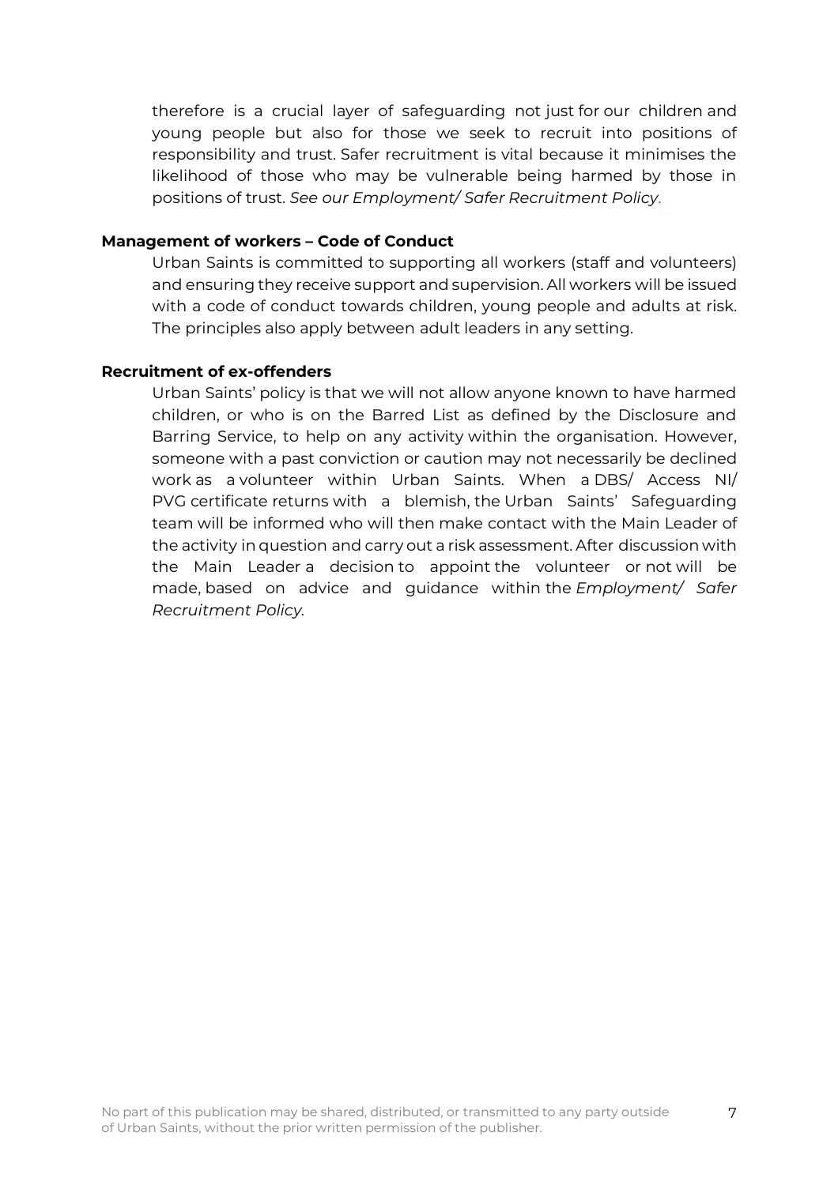therefore is a crucial layer of safeguarding not just for our children and young people but also for those we seek to recruit into positions of responsibility and trust. Safer recruitment is vital because it minimises the likelihood of those who may be vulnerable being harmed by those in positions of trust. *See our Employment/ Safer Recruitment Policy*.

**Management of workers – Code of Conduct**

Urban Saints is committed to supporting all workers (staff and volunteers) and ensuring they receive support and supervision. All workers will be issued with a code of conduct towards children, young people and adults at risk. The principles also apply between adult leaders in any setting.

**Recruitment of ex-offenders**

Urban Saints' policy is that we will not allow anyone known to have harmed children, or who is on the Barred List as defined by the Disclosure and Barring Service, to help on any activity within the organisation. However, someone with a past conviction or caution may not necessarily be declined work as a volunteer within Urban Saints. When a DBS/ Access NI/ PVG certificate returns with a blemish, the Urban Saints' Safeguarding team will be informed who will then make contact with the Main Leader of the activity in question and carry out a risk assessment. After discussion with the Main Leader a decision to appoint the volunteer or not will be made, based on advice and guidance within the *Employment/ Safer Recruitment Policy*.

No part of this publication may be shared, distributed, or transmitted to any party outside of Urban Saints, without the prior written permission of the publisher.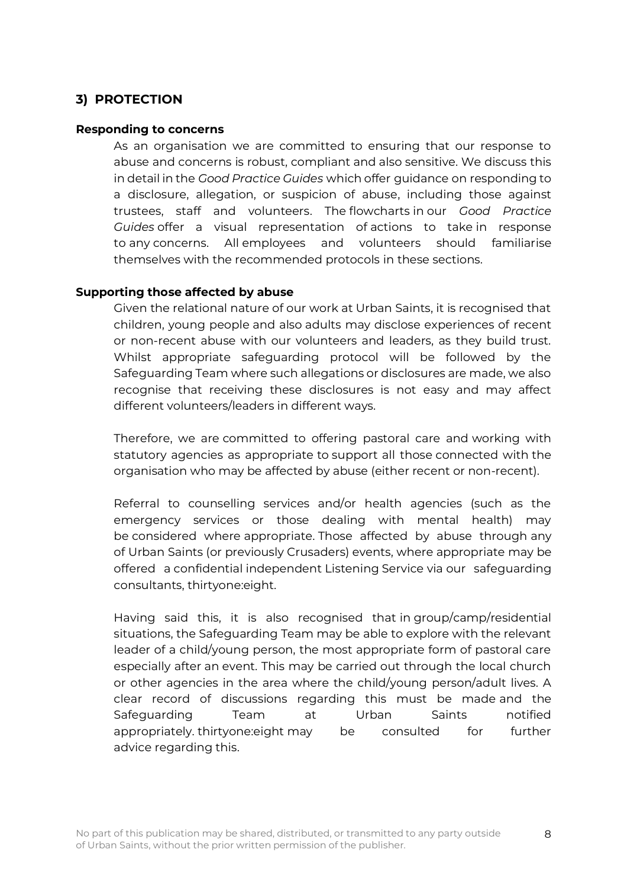## 3) PROTECTION

### Responding to concerns

As an organisation we are committed to ensuring that our response to abuse and concerns is robust, compliant and also sensitive. We discuss this in detail in the *Good Practice Guides* which offer guidance on responding to a disclosure, allegation, or suspicion of abuse, including those against trustees, staff and volunteers. The flowcharts in our *Good Practice Guides* offer a visual representation of actions to take in response to any concerns. All employees and volunteers should familiarise themselves with the recommended protocols in these sections.

### Supporting those affected by abuse

Given the relational nature of our work at Urban Saints, it is recognised that children, young people and also adults may disclose experiences of recent or non-recent abuse with our volunteers and leaders, as they build trust. Whilst appropriate safeguarding protocol will be followed by the Safeguarding Team where such allegations or disclosures are made, we also recognise that receiving these disclosures is not easy and may affect different volunteers/leaders in different ways.

Therefore, we are committed to offering pastoral care and working with statutory agencies as appropriate to support all those connected with the organisation who may be affected by abuse (either recent or non-recent).

Referral to counselling services and/or health agencies (such as the emergency services or those dealing with mental health) may be considered where appropriate. Those affected by abuse through any of Urban Saints (or previously Crusaders) events, where appropriate may be offered a confidential independent Listening Service via our safeguarding consultants, thirtyone:eight.

Having said this, it is also recognised that in group/camp/residential situations, the Safeguarding Team may be able to explore with the relevant leader of a child/young person, the most appropriate form of pastoral care especially after an event. This may be carried out through the local church or other agencies in the area where the child/young person/adult lives. A clear record of discussions regarding this must be made and the Safeguarding Team at Urban Saints notified appropriately. thirtyone:eight may be consulted for further advice regarding this.

No part of this publication may be shared, distributed, or transmitted to any party outside of Urban Saints, without the prior written permission of the publisher.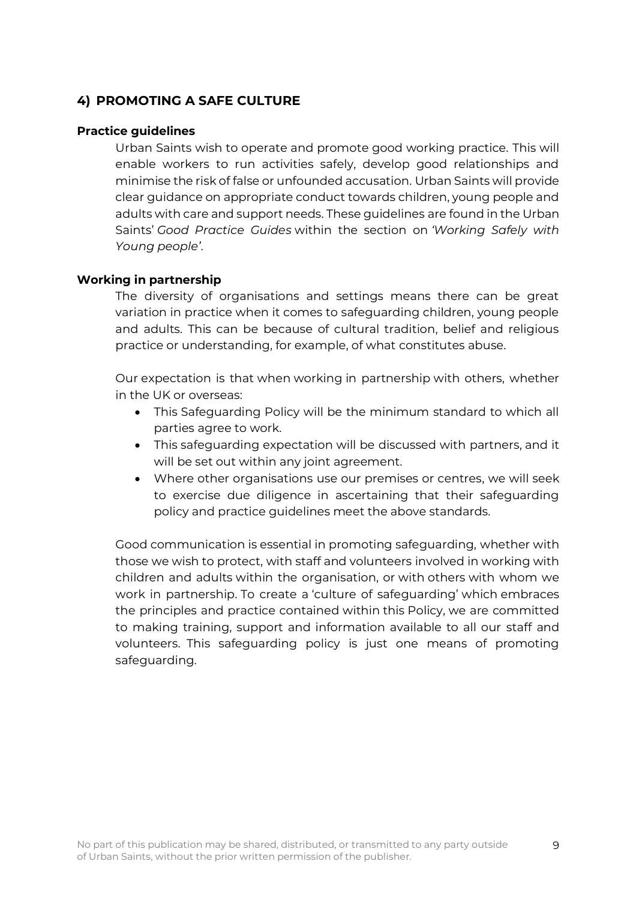## 4) PROMOTING A SAFE CULTURE

### Practice guidelines

Urban Saints wish to operate and promote good working practice. This will enable workers to run activities safely, develop good relationships and minimise the risk of false or unfounded accusation. Urban Saints will provide clear guidance on appropriate conduct towards children, young people and adults with care and support needs. These guidelines are found in the Urban Saints' *Good Practice Guides* within the section on *'Working Safely with Young people'*.

### Working in partnership

The diversity of organisations and settings means there can be great variation in practice when it comes to safeguarding children, young people and adults. This can be because of cultural tradition, belief and religious practice or understanding, for example, of what constitutes abuse.

Our expectation is that when working in partnership with others, whether in the UK or overseas:

- This Safeguarding Policy will be the minimum standard to which all parties agree to work.
- This safeguarding expectation will be discussed with partners, and it will be set out within any joint agreement.
- Where other organisations use our premises or centres, we will seek to exercise due diligence in ascertaining that their safeguarding policy and practice guidelines meet the above standards.

Good communication is essential in promoting safeguarding, whether with those we wish to protect, with staff and volunteers involved in working with children and adults within the organisation, or with others with whom we work in partnership. To create a 'culture of safeguarding' which embraces the principles and practice contained within this Policy, we are committed to making training, support and information available to all our staff and volunteers. This safeguarding policy is just one means of promoting safeguarding.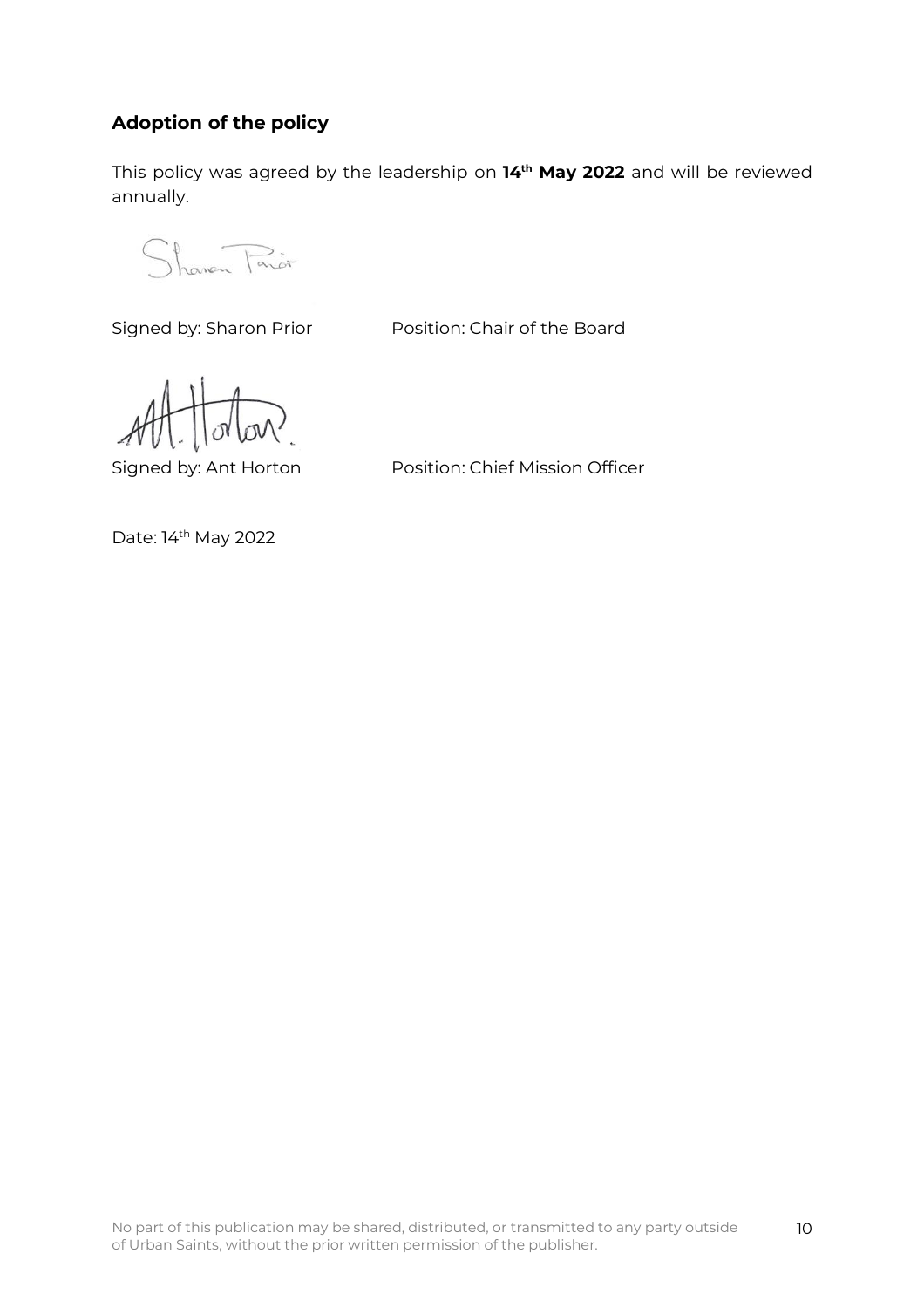## Adoption of the policy

This policy was agreed by the leadership on **14th May 2022** and will be reviewed annually.

Signed by: Sharon Prior Position: Chair of the Board

Signed by: Ant Horton Position: Chief Mission Officer

Date: 14th May 2022

No part of this publication may be shared, distributed, or transmitted to any party outside of Urban Saints, without the prior written permission of the publisher.